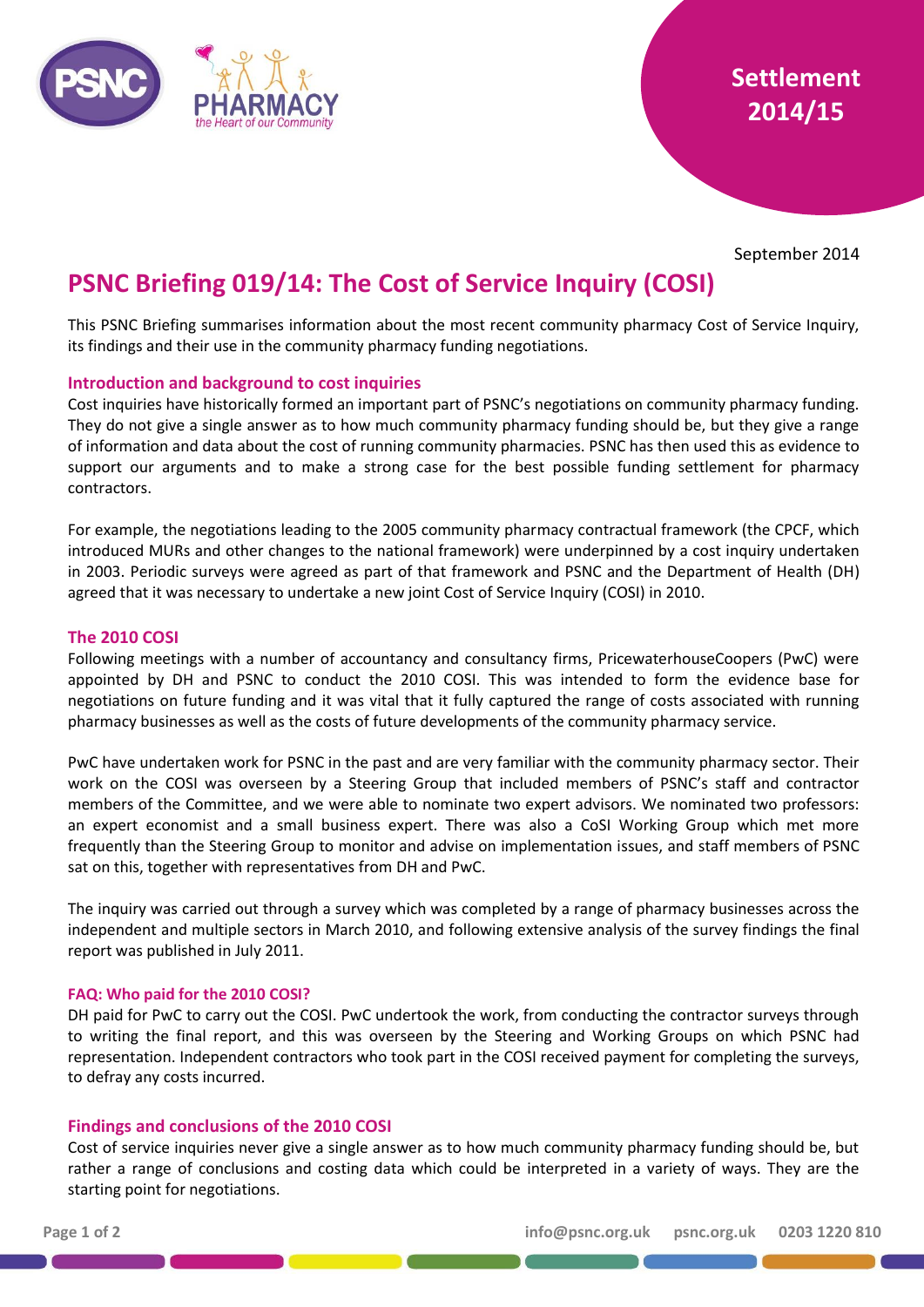Settlement 2014/15

September 2014

# PSNC Briefing 019/14: The Cost of Service Inquiry (COSI)

This PSNC Briefing summarises information about the most recent community pharmacy Cost of Service Inquiry, its findings and their use in the community pharmacy funding negotiations.

## Introduction and background to cost inquiries

Cost inquiries have historically formed an important part of PSNC's negotiations on community pharmacy funding. They do not give a single answer as to how much community pharmacy funding should be, but they give a range of information and data about the cost of running community pharmacies. PSNC has then used this as evidence to support our arguments and to make a strong case for the best possible funding settlement for pharmacy contractors.

For example, the negotiations leading to the 2005 community pharmacy contractual framework (the CPCF, which introduced MURs and other changes to the national framework) were underpinned by a cost inquiry undertaken in 2003. Periodic surveys were agreed as part of that framework and PSNC and the Department of Health (DH) agreed that it was necessary to undertake a new joint Cost of Service Inquiry (COSI) in 2010.

## The 2010 COSI

Following meetings with a number of accountancy and consultancy firms, PricewaterhouseCoopers (PwC) were appointed by DH and PSNC to conduct the 2010 COSI. This was intended to form the evidence base for negotiations on future funding and it was vital that it fully captured the range of costs associated with running pharmacy businesses as well as the costs of future developments of the community pharmacy service.

PwC have undertaken work for PSNC in the past and are very familiar with the community pharmacy sector. Their work on the COSI was overseen by a Steering Group that included members of PSNC's staff and contractor members of the Committee, and we were able to nominate two expert advisors. We nominated two professors: an expert economist and a small business expert. There was also a CoSI Working Group which met more frequently than the Steering Group to monitor and advise on implementation issues, and staff members of PSNC sat on this, together with representatives from DH and PwC.

The inquiry was carried out through a survey which was completed by a range of pharmacy businesses across the independent and multiple sectors in March 2010, and following extensive analysis of the survey findings the final report was published in July 2011.

### FAQ: Who paid for the 2010 COSI?

DH paid for PwC to carry out the COSI. PwC undertook the work, from conducting the contractor surveys through to writing the final report, and this was overseen by the Steering and Working Groups on which PSNC had representation. Independent contractors who took part in the COSI received payment for completing the surveys, to defray any costs incurred.

## Findings and conclusions of the 2010 COSI

Cost of service inquiries never give a single answer as to how much community pharmacy funding should be, but rather a range of conclusions and costing data which could be interpreted in a variety of ways. They are the starting point for negotiations.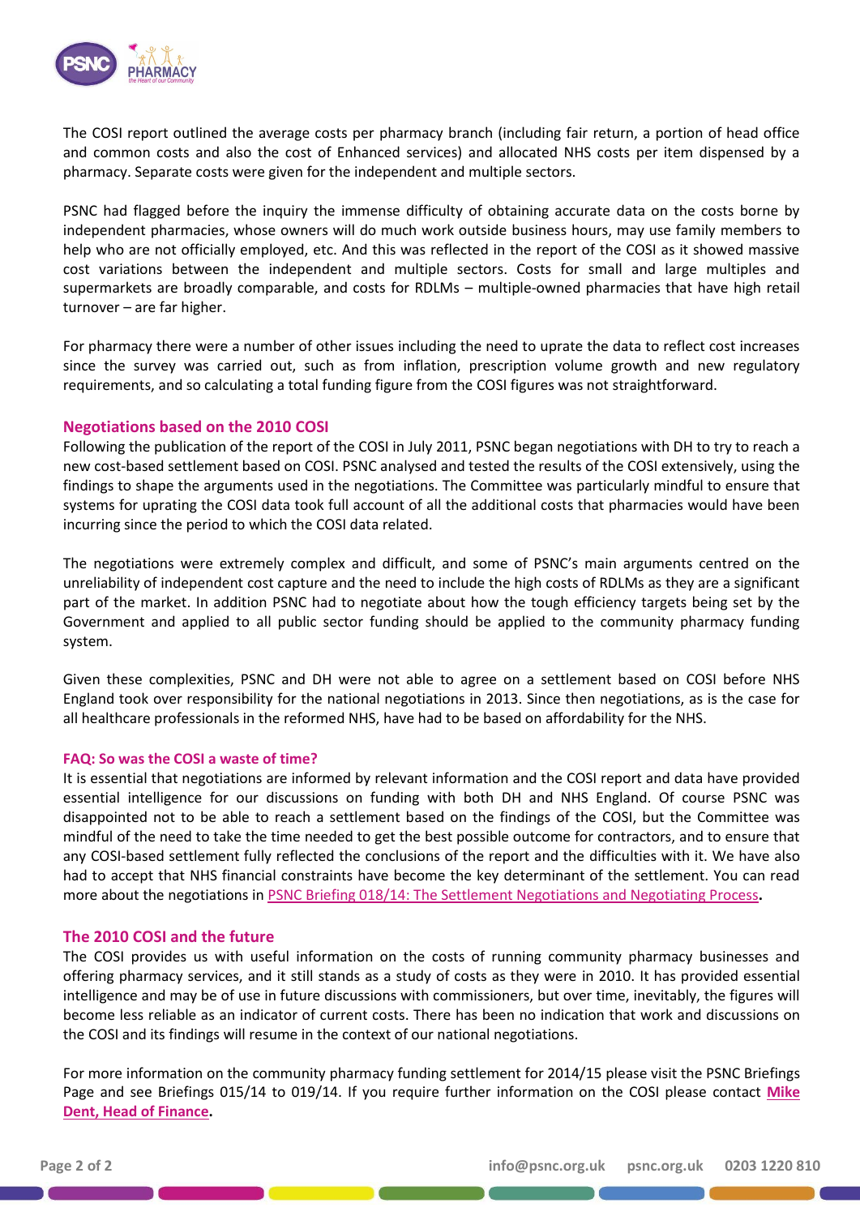The COSI report outlined the average costs per pharmacy branch (including fair return, a portion of head office and common costs and also the cost of Enhanced services) and allocated NHS costs per item dispensed by a pharmacy. Separate costs were given for the independent and multiple sectors.

PSNC had flagged before the inquiry the immense difficulty of obtaining accurate data on the costs borne by independent pharmacies, whose owners will do much work outside business hours, may use family members to help who are not officially employed, etc. And this was reflected in the report of the COSI as it showed massive cost variations between the independent and multiple sectors. Costs for small and large multiples and supermarkets are broadly comparable, and costs for RDLMs – multiple-owned pharmacies that have high retail turnover – are far higher.

For pharmacy there were a number of other issues including the need to uprate the data to reflect cost increases since the survey was carried out, such as from inflation, prescription volume growth and new regulatory requirements, and so calculating a total funding figure from the COSI figures was not straightforward.

## Negotiations based on the 2010 COSI

Following the publication of the report of the COSI in July 2011, PSNC began negotiations with DH to try to reach a new cost-based settlement based on COSI. PSNC analysed and tested the results of the COSI extensively, using the findings to shape the arguments used in the negotiations. The Committee was particularly mindful to ensure that systems for uprating the COSI data took full account of all the additional costs that pharmacies would have been incurring since the period to which the COSI data related.

The negotiations were extremely complex and difficult, and some of PSNC's main arguments centred on the unreliability of independent cost capture and the need to include the high costs of RDLMs as they are a significant part of the market. In addition PSNC had to negotiate about how the tough efficiency targets being set by the Government and applied to all public sector funding should be applied to the community pharmacy funding system.

Given these complexities, PSNC and DH were not able to agree on a settlement based on COSI before NHS England took over responsibility for the national negotiations in 2013. Since then negotiations, as is the case for all healthcare professionals in the reformed NHS, have had to be based on affordability for the NHS.

### FAQ: So was the COSI a waste of time?

It is essential that negotiations are informed by relevant information and the COSI report and data have provided essential intelligence for our discussions on funding with both DH and NHS England. Of course PSNC was disappointed not to be able to reach a settlement based on the findings of the COSI, but the Committee was mindful of the need to take the time needed to get the best possible outcome for contractors, and to ensure that any COSI-based settlement fully reflected the conclusions of the report and the difficulties with it. We have also had to accept that NHS financial constraints have become the key determinant of the settlement. You can read more about the negotiations in PSNC Briefing 018/14: The Settlement Negotiations and Negotiating Process**.**

## The 2010 COSI and the future

The COSI provides us with useful information on the costs of running community pharmacy businesses and offering pharmacy services, and it still stands as a study of costs as they were in 2010. It has provided essential intelligence and may be of use in future discussions with commissioners, but over time, inevitably, the figures will become less reliable as an indicator of current costs. There has been no indication that work and discussions on the COSI and its findings will resume in the context of our national negotiations.

For more information on the community pharmacy funding settlement for 2014/15 please visit the PSNC Briefings Page and see Briefings 015/14 to 019/14. If you require further information on the COSI please contact **Mike Dent, Head of Finance.**